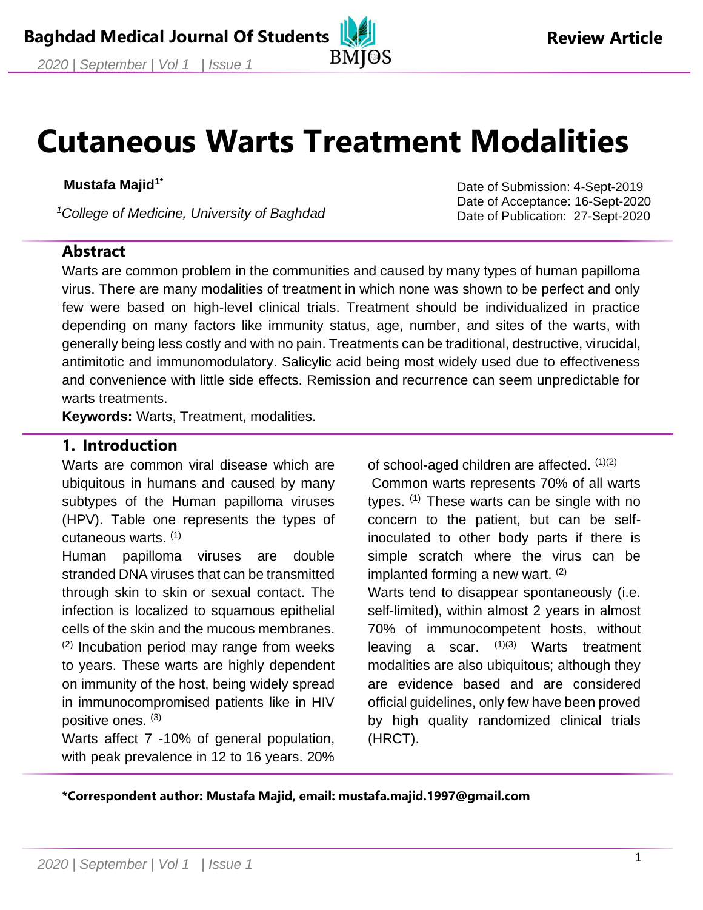# Cutaneous Warts Treatment Modalities

**Mustafa Majid[1*]**

[1]*College of Medicine, University of Baghdad*

Date of Submission: 4-Sept-2019
Date of Acceptance: 16-Sept-2020
Date of Publication: 27-Sept-2020

## Abstract

Warts are common problem in the communities and caused by many types of human papilloma virus. There are many modalities of treatment in which none was shown to be perfect and only few were based on high-level clinical trials. Treatment should be individualized in practice depending on many factors like immunity status, age, number, and sites of the warts, with generally being less costly and with no pain. Treatments can be traditional, destructive, virucidal, antimitotic and immunomodulatory. Salicylic acid being most widely used due to effectiveness and convenience with little side effects. Remission and recurrence can seem unpredictable for warts treatments.

**Keywords:** Warts, Treatment, modalities.

## 1. Introduction

Warts are common viral disease which are ubiquitous in humans and caused by many subtypes of the Human papilloma viruses (HPV). Table one represents the types of cutaneous warts. [1]

Human papilloma viruses are double stranded DNA viruses that can be transmitted through skin to skin or sexual contact. The infection is localized to squamous epithelial cells of the skin and the mucous membranes. [2] Incubation period may range from weeks to years. These warts are highly dependent on immunity of the host, being widely spread in immunocompromised patients like in HIV positive ones. [3]

Warts affect 7 -10% of general population, with peak prevalence in 12 to 16 years. 20% of school-aged children are affected. [1][2]

Common warts represents 70% of all warts types. [1] These warts can be single with no concern to the patient, but can be self-inoculated to other body parts if there is simple scratch where the virus can be implanted forming a new wart. [2]

Warts tend to disappear spontaneously (i.e. self-limited), within almost 2 years in almost 70% of immunocompetent hosts, without leaving a scar. [1][3] Warts treatment modalities are also ubiquitous; although they are evidence based and are considered official guidelines, only few have been proved by high quality randomized clinical trials (HRCT).

**\*Correspondent author: Mustafa Majid, email: mustafa.majid.1997@gmail.com**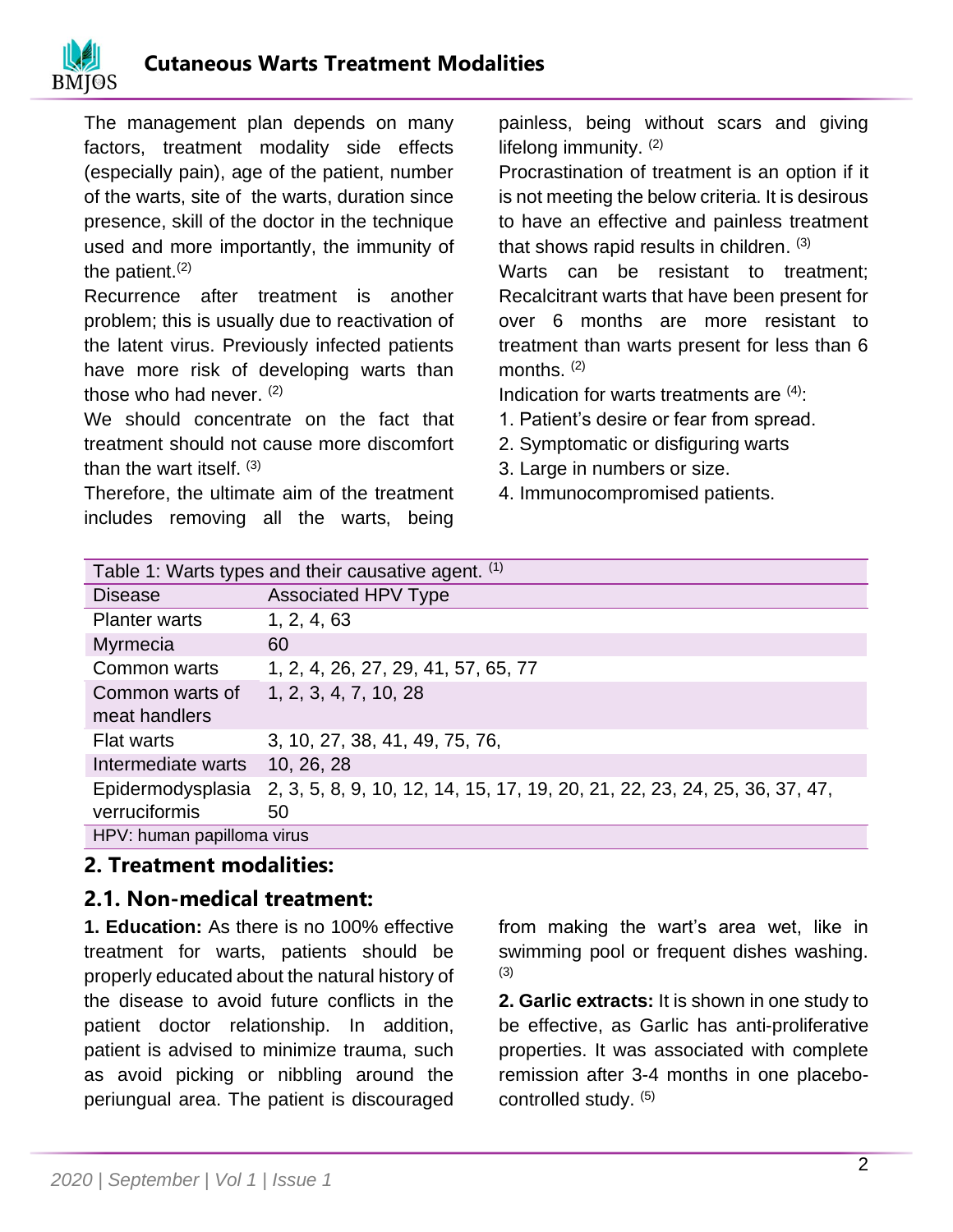The management plan depends on many factors, treatment modality side effects (especially pain), age of the patient, number of the warts, site of the warts, duration since presence, skill of the doctor in the technique used and more importantly, the immunity of the patient.[2]

Recurrence after treatment is another problem; this is usually due to reactivation of the latent virus. Previously infected patients have more risk of developing warts than those who had never. [2]

We should concentrate on the fact that treatment should not cause more discomfort than the wart itself. [3]

Therefore, the ultimate aim of the treatment includes removing all the warts, being painless, being without scars and giving lifelong immunity. [2]

Procrastination of treatment is an option if it is not meeting the below criteria. It is desirous to have an effective and painless treatment that shows rapid results in children. [3]

Warts can be resistant to treatment; Recalcitrant warts that have been present for over 6 months are more resistant to treatment than warts present for less than 6 months. [2]

Indication for warts treatments are [4]:

1. Patient's desire or fear from spread.
2. Symptomatic or disfiguring warts
3. Large in numbers or size.
4. Immunocompromised patients.

Table 1: Warts types and their causative agent. [1]

| Disease | Associated HPV Type |
|---|---|
| Planter warts | 1, 2, 4, 63 |
| Myrmecia | 60 |
| Common warts | 1, 2, 4, 26, 27, 29, 41, 57, 65, 77 |
| Common warts of meat handlers | 1, 2, 3, 4, 7, 10, 28 |
| Flat warts | 3, 10, 27, 38, 41, 49, 75, 76, |
| Intermediate warts | 10, 26, 28 |
| Epidermodysplasia verruciformis | 2, 3, 5, 8, 9, 10, 12, 14, 15, 17, 19, 20, 21, 22, 23, 24, 25, 36, 37, 47, 50 |

HPV: human papilloma virus

## 2. Treatment modalities:

### 2.1. Non-medical treatment:

**1. Education:** As there is no 100% effective treatment for warts, patients should be properly educated about the natural history of the disease to avoid future conflicts in the patient doctor relationship. In addition, patient is advised to minimize trauma, such as avoid picking or nibbling around the periungual area. The patient is discouraged from making the wart's area wet, like in swimming pool or frequent dishes washing. [3]

**2. Garlic extracts:** It is shown in one study to be effective, as Garlic has anti-proliferative properties. It was associated with complete remission after 3-4 months in one placebo-controlled study. [5]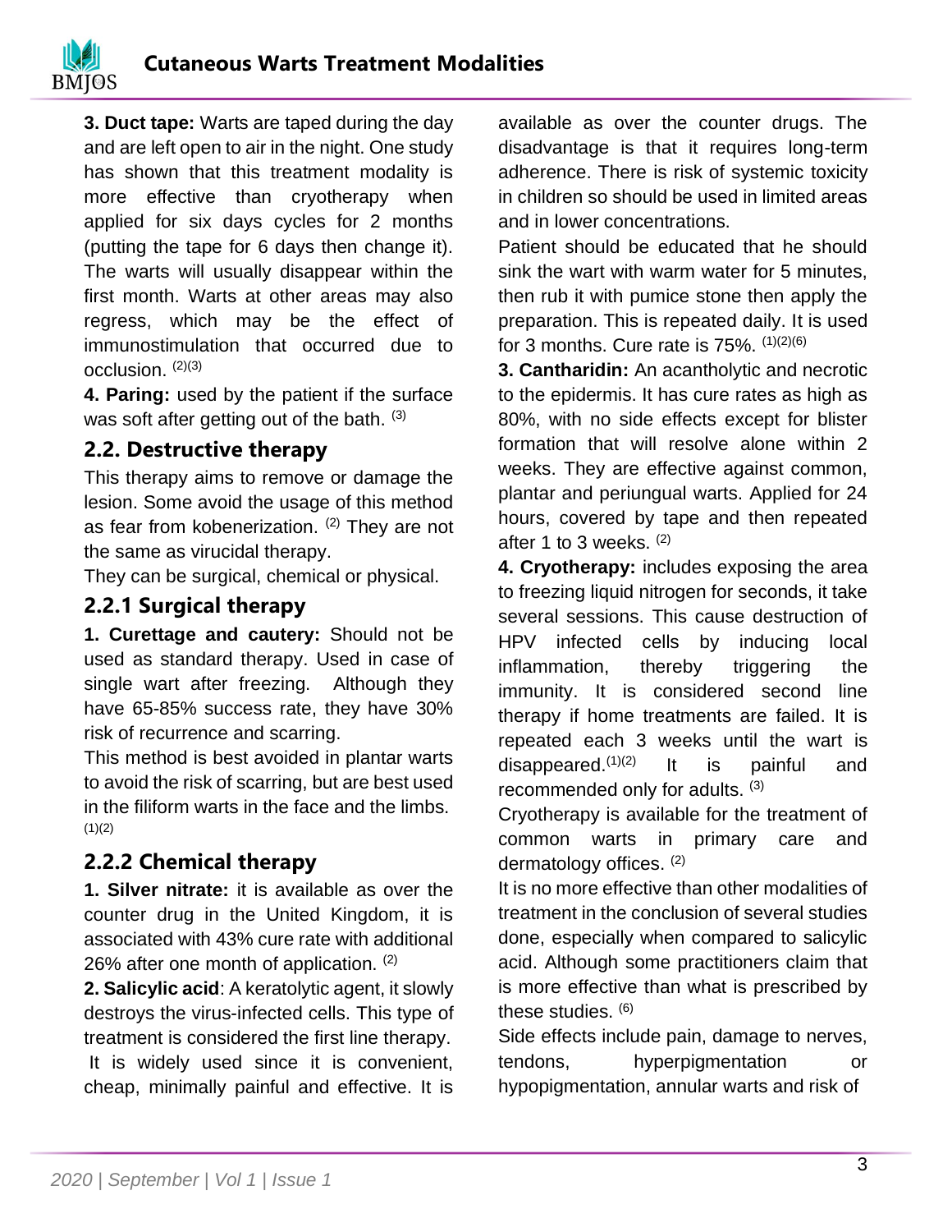**3. Duct tape:** Warts are taped during the day and are left open to air in the night. One study has shown that this treatment modality is more effective than cryotherapy when applied for six days cycles for 2 months (putting the tape for 6 days then change it). The warts will usually disappear within the first month. Warts at other areas may also regress, which may be the effect of immunostimulation that occurred due to occlusion. [2][3]

**4. Paring:** used by the patient if the surface was soft after getting out of the bath. [3]

## 2.2. Destructive therapy

This therapy aims to remove or damage the lesion. Some avoid the usage of this method as fear from kobenerization. [2] They are not the same as virucidal therapy.

They can be surgical, chemical or physical.

### 2.2.1 Surgical therapy

**1. Curettage and cautery:** Should not be used as standard therapy. Used in case of single wart after freezing. Although they have 65-85% success rate, they have 30% risk of recurrence and scarring.

This method is best avoided in plantar warts to avoid the risk of scarring, but are best used in the filiform warts in the face and the limbs. [1][2]

### 2.2.2 Chemical therapy

**1. Silver nitrate:** it is available as over the counter drug in the United Kingdom, it is associated with 43% cure rate with additional 26% after one month of application. [2]

**2. Salicylic acid**: A keratolytic agent, it slowly destroys the virus-infected cells. This type of treatment is considered the first line therapy. It is widely used since it is convenient, cheap, minimally painful and effective. It is available as over the counter drugs. The disadvantage is that it requires long-term adherence. There is risk of systemic toxicity in children so should be used in limited areas and in lower concentrations.

Patient should be educated that he should sink the wart with warm water for 5 minutes, then rub it with pumice stone then apply the preparation. This is repeated daily. It is used for 3 months. Cure rate is 75%. [1][2][6]

**3. Cantharidin:** An acantholytic and necrotic to the epidermis. It has cure rates as high as 80%, with no side effects except for blister formation that will resolve alone within 2 weeks. They are effective against common, plantar and periungual warts. Applied for 24 hours, covered by tape and then repeated after 1 to 3 weeks. [2]

**4. Cryotherapy:** includes exposing the area to freezing liquid nitrogen for seconds, it take several sessions. This cause destruction of HPV infected cells by inducing local inflammation, thereby triggering the immunity. It is considered second line therapy if home treatments are failed. It is repeated each 3 weeks until the wart is disappeared.[1][2] It is painful and recommended only for adults. [3]

Cryotherapy is available for the treatment of common warts in primary care and dermatology offices. [2]

It is no more effective than other modalities of treatment in the conclusion of several studies done, especially when compared to salicylic acid. Although some practitioners claim that is more effective than what is prescribed by these studies. [6]

Side effects include pain, damage to nerves, tendons, hyperpigmentation or hypopigmentation, annular warts and risk of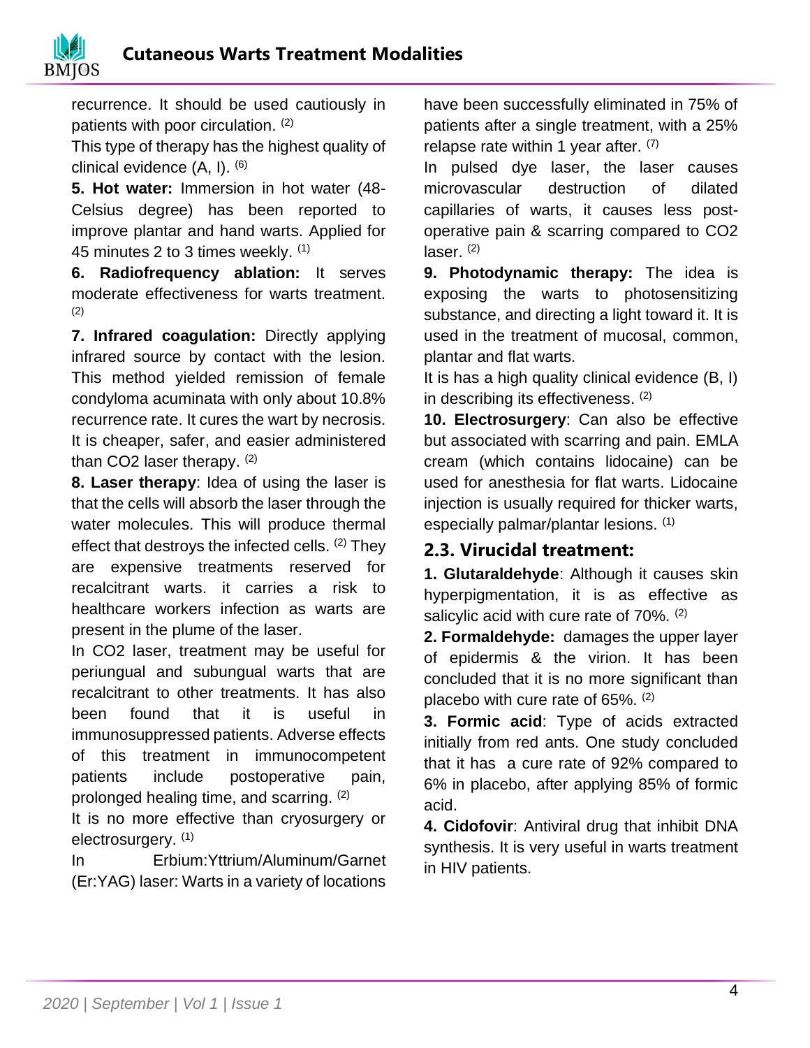recurrence. It should be used cautiously in patients with poor circulation. [2]

This type of therapy has the highest quality of clinical evidence (A, I). [6]

**5. Hot water:** Immersion in hot water (48-Celsius degree) has been reported to improve plantar and hand warts. Applied for 45 minutes 2 to 3 times weekly. [1]

**6. Radiofrequency ablation:** It serves moderate effectiveness for warts treatment. [2]

**7. Infrared coagulation:** Directly applying infrared source by contact with the lesion. This method yielded remission of female condyloma acuminata with only about 10.8% recurrence rate. It cures the wart by necrosis. It is cheaper, safer, and easier administered than CO2 laser therapy. [2]

**8. Laser therapy**: Idea of using the laser is that the cells will absorb the laser through the water molecules. This will produce thermal effect that destroys the infected cells. [2] They are expensive treatments reserved for recalcitrant warts. it carries a risk to healthcare workers infection as warts are present in the plume of the laser.

In CO2 laser, treatment may be useful for periungual and subungual warts that are recalcitrant to other treatments. It has also been found that it is useful in immunosuppressed patients. Adverse effects of this treatment in immunocompetent patients include postoperative pain, prolonged healing time, and scarring. [2]

It is no more effective than cryosurgery or electrosurgery. [1]

In Erbium:Yttrium/Aluminum/Garnet (Er:YAG) laser: Warts in a variety of locations have been successfully eliminated in 75% of patients after a single treatment, with a 25% relapse rate within 1 year after. [7]

In pulsed dye laser, the laser causes microvascular destruction of dilated capillaries of warts, it causes less post-operative pain & scarring compared to CO2 laser. [2]

**9. Photodynamic therapy:** The idea is exposing the warts to photosensitizing substance, and directing a light toward it. It is used in the treatment of mucosal, common, plantar and flat warts.

It is has a high quality clinical evidence (B, I) in describing its effectiveness. [2]

**10. Electrosurgery**: Can also be effective but associated with scarring and pain. EMLA cream (which contains lidocaine) can be used for anesthesia for flat warts. Lidocaine injection is usually required for thicker warts, especially palmar/plantar lesions. [1]

## 2.3. Virucidal treatment:

**1. Glutaraldehyde**: Although it causes skin hyperpigmentation, it is as effective as salicylic acid with cure rate of 70%. [2]

**2. Formaldehyde:** damages the upper layer of epidermis & the virion. It has been concluded that it is no more significant than placebo with cure rate of 65%. [2]

**3. Formic acid**: Type of acids extracted initially from red ants. One study concluded that it has a cure rate of 92% compared to 6% in placebo, after applying 85% of formic acid.

**4. Cidofovir**: Antiviral drug that inhibit DNA synthesis. It is very useful in warts treatment in HIV patients.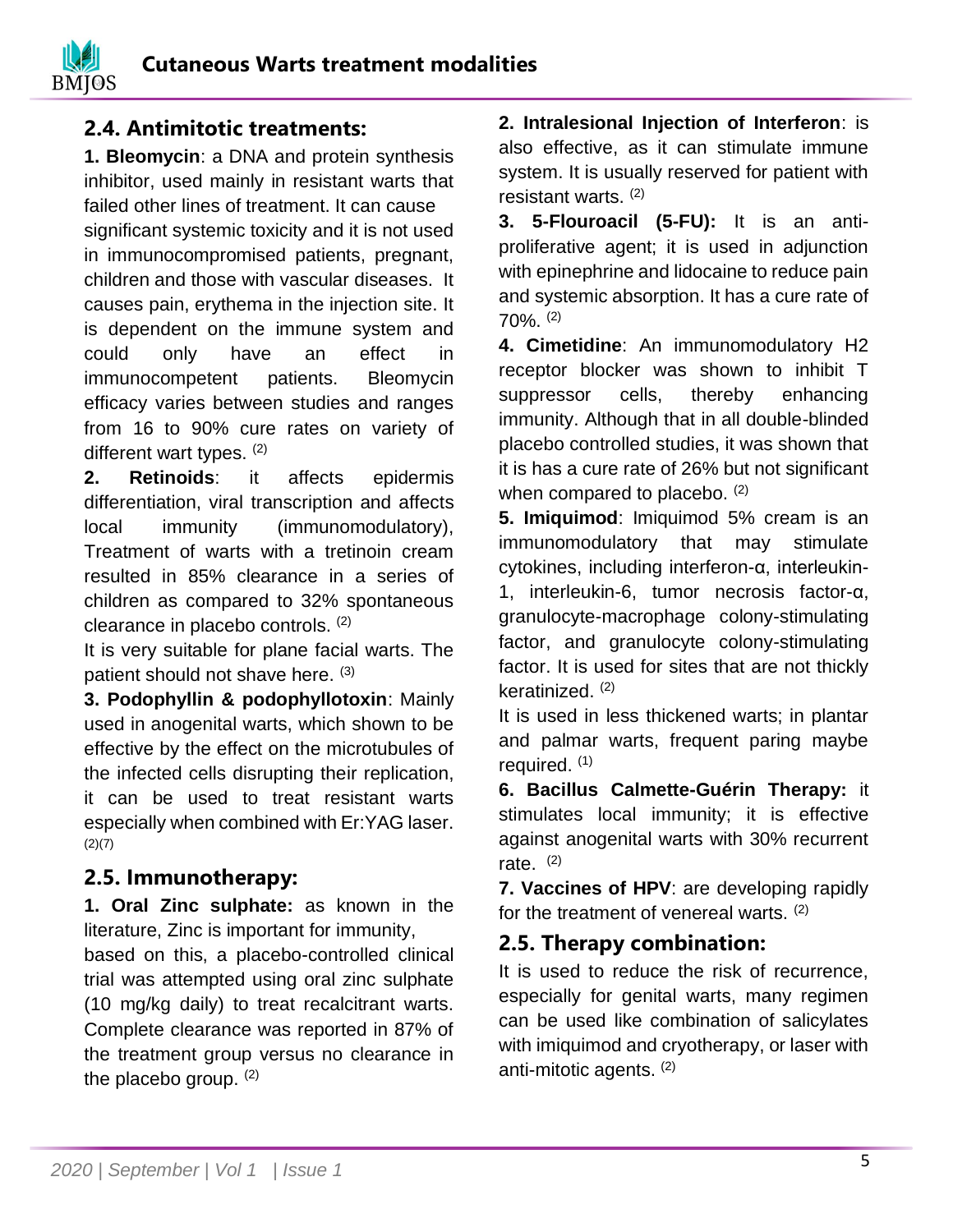## 2.4. Antimitotic treatments:

**1. Bleomycin**: a DNA and protein synthesis inhibitor, used mainly in resistant warts that failed other lines of treatment. It can cause significant systemic toxicity and it is not used in immunocompromised patients, pregnant, children and those with vascular diseases. It causes pain, erythema in the injection site. It is dependent on the immune system and could only have an effect in immunocompetent patients. Bleomycin efficacy varies between studies and ranges from 16 to 90% cure rates on variety of different wart types. (2)

**2. Retinoids**: it affects epidermis differentiation, viral transcription and affects local immunity (immunomodulatory), Treatment of warts with a tretinoin cream resulted in 85% clearance in a series of children as compared to 32% spontaneous clearance in placebo controls. (2)

It is very suitable for plane facial warts. The patient should not shave here. (3)

**3. Podophyllin & podophyllotoxin**: Mainly used in anogenital warts, which shown to be effective by the effect on the microtubules of the infected cells disrupting their replication, it can be used to treat resistant warts especially when combined with Er:YAG laser. (2)(7)

## 2.5. Immunotherapy:

**1. Oral Zinc sulphate:** as known in the literature, Zinc is important for immunity, based on this, a placebo-controlled clinical trial was attempted using oral zinc sulphate (10 mg/kg daily) to treat recalcitrant warts. Complete clearance was reported in 87% of the treatment group versus no clearance in the placebo group. (2)

**2. Intralesional Injection of Interferon**: is also effective, as it can stimulate immune system. It is usually reserved for patient with resistant warts. (2)

**3. 5-Flouroacil (5-FU):** It is an anti-proliferative agent; it is used in adjunction with epinephrine and lidocaine to reduce pain and systemic absorption. It has a cure rate of 70%. (2)

**4. Cimetidine**: An immunomodulatory H2 receptor blocker was shown to inhibit T suppressor cells, thereby enhancing immunity. Although that in all double-blinded placebo controlled studies, it was shown that it is has a cure rate of 26% but not significant when compared to placebo. (2)

**5. Imiquimod**: Imiquimod 5% cream is an immunomodulatory that may stimulate cytokines, including interferon-α, interleukin-1, interleukin-6, tumor necrosis factor-α, granulocyte-macrophage colony-stimulating factor, and granulocyte colony-stimulating factor. It is used for sites that are not thickly keratinized. (2)

It is used in less thickened warts; in plantar and palmar warts, frequent paring maybe required. (1)

**6. Bacillus Calmette-Guérin Therapy:** it stimulates local immunity; it is effective against anogenital warts with 30% recurrent rate. (2)

**7. Vaccines of HPV**: are developing rapidly for the treatment of venereal warts. (2)

## 2.5. Therapy combination:

It is used to reduce the risk of recurrence, especially for genital warts, many regimen can be used like combination of salicylates with imiquimod and cryotherapy, or laser with anti-mitotic agents. (2)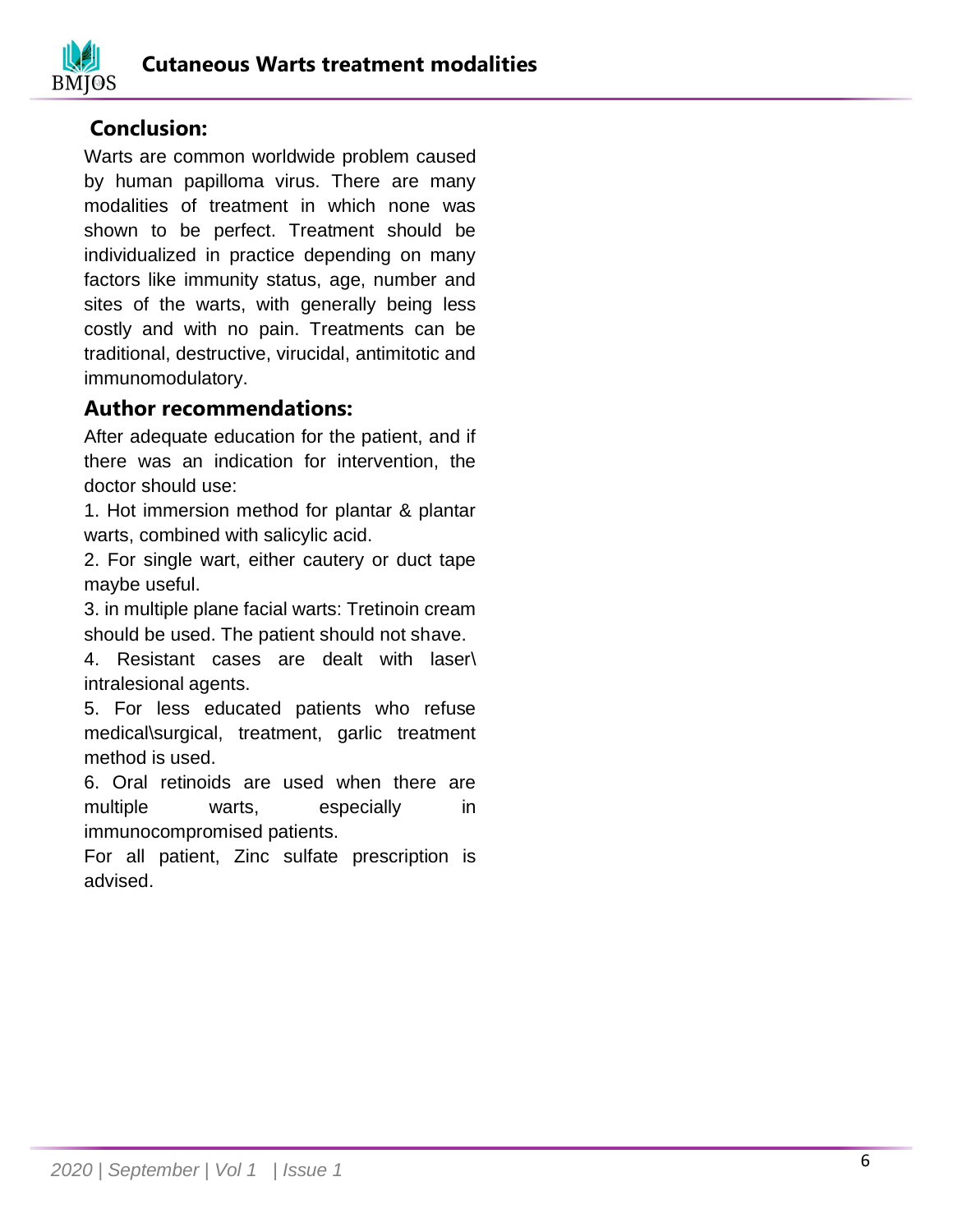## Conclusion:

Warts are common worldwide problem caused by human papilloma virus. There are many modalities of treatment in which none was shown to be perfect. Treatment should be individualized in practice depending on many factors like immunity status, age, number and sites of the warts, with generally being less costly and with no pain. Treatments can be traditional, destructive, virucidal, antimitotic and immunomodulatory.

## Author recommendations:

After adequate education for the patient, and if there was an indication for intervention, the doctor should use:

1. Hot immersion method for plantar & plantar warts, combined with salicylic acid.
2. For single wart, either cautery or duct tape maybe useful.
3. in multiple plane facial warts: Tretinoin cream should be used. The patient should not shave.
4. Resistant cases are dealt with laser\ intralesional agents.
5. For less educated patients who refuse medical\surgical, treatment, garlic treatment method is used.
6. Oral retinoids are used when there are multiple warts, especially in immunocompromised patients.

For all patient, Zinc sulfate prescription is advised.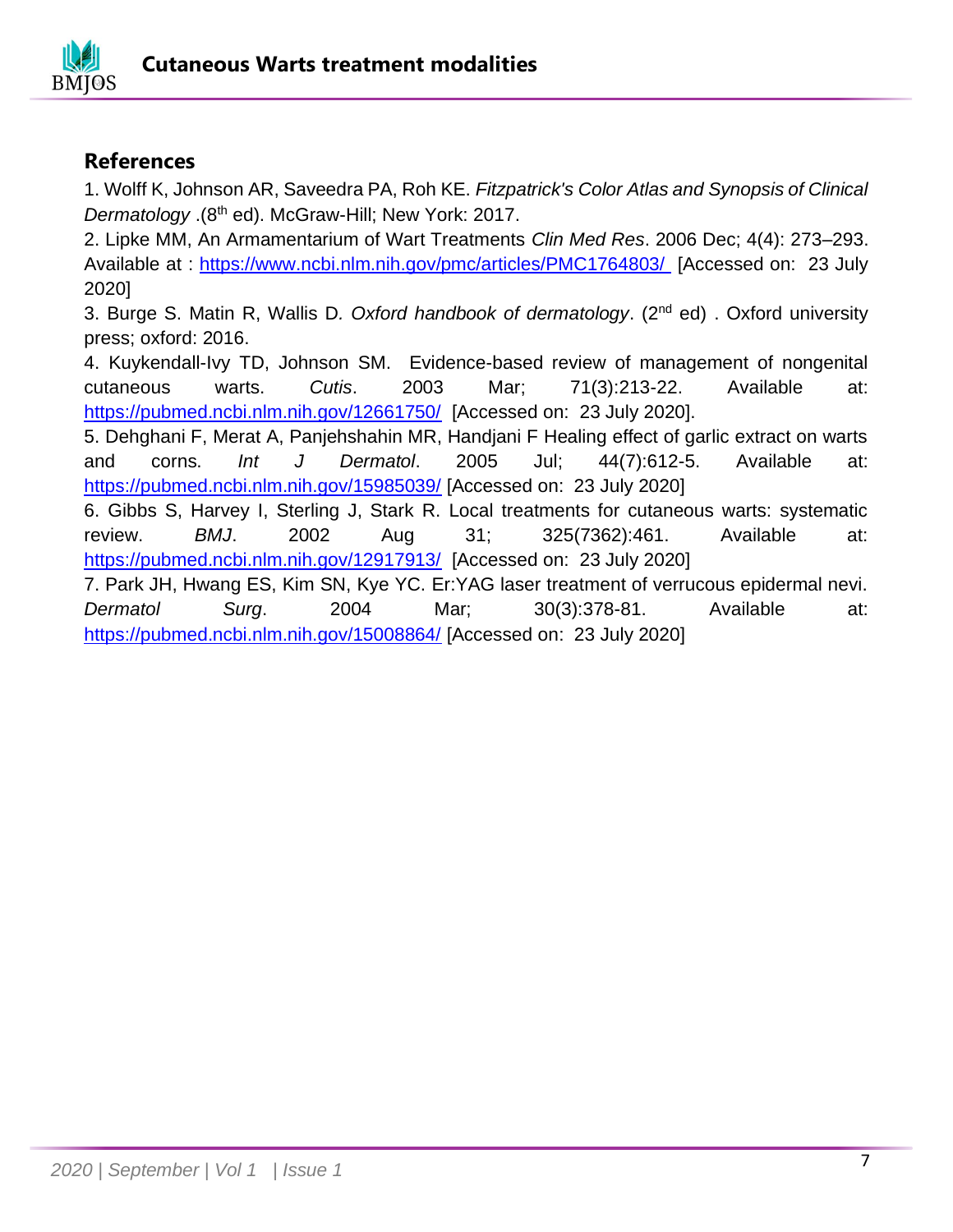## References

1. Wolff K, Johnson AR, Saveedra PA, Roh KE. *Fitzpatrick's Color Atlas and Synopsis of Clinical Dermatology* .(8th ed). McGraw-Hill; New York: 2017.

2. Lipke MM, An Armamentarium of Wart Treatments *Clin Med Res*. 2006 Dec; 4(4): 273–293. Available at : https://www.ncbi.nlm.nih.gov/pmc/articles/PMC1764803/ [Accessed on: 23 July 2020]

3. Burge S. Matin R, Wallis D. *Oxford handbook of dermatology*. (2nd ed) . Oxford university press; oxford: 2016.

4. Kuykendall-Ivy TD, Johnson SM. Evidence-based review of management of nongenital cutaneous warts. *Cutis*. 2003 Mar; 71(3):213-22. Available at: https://pubmed.ncbi.nlm.nih.gov/12661750/ [Accessed on: 23 July 2020].

5. Dehghani F, Merat A, Panjehshahin MR, Handjani F Healing effect of garlic extract on warts and corns. *Int J Dermatol*. 2005 Jul; 44(7):612-5. Available at: https://pubmed.ncbi.nlm.nih.gov/15985039/ [Accessed on: 23 July 2020]

6. Gibbs S, Harvey I, Sterling J, Stark R. Local treatments for cutaneous warts: systematic review. *BMJ*. 2002 Aug 31; 325(7362):461. Available at: https://pubmed.ncbi.nlm.nih.gov/12917913/ [Accessed on: 23 July 2020]

7. Park JH, Hwang ES, Kim SN, Kye YC. Er:YAG laser treatment of verrucous epidermal nevi. *Dermatol Surg*. 2004 Mar; 30(3):378-81. Available at: https://pubmed.ncbi.nlm.nih.gov/15008864/ [Accessed on: 23 July 2020]